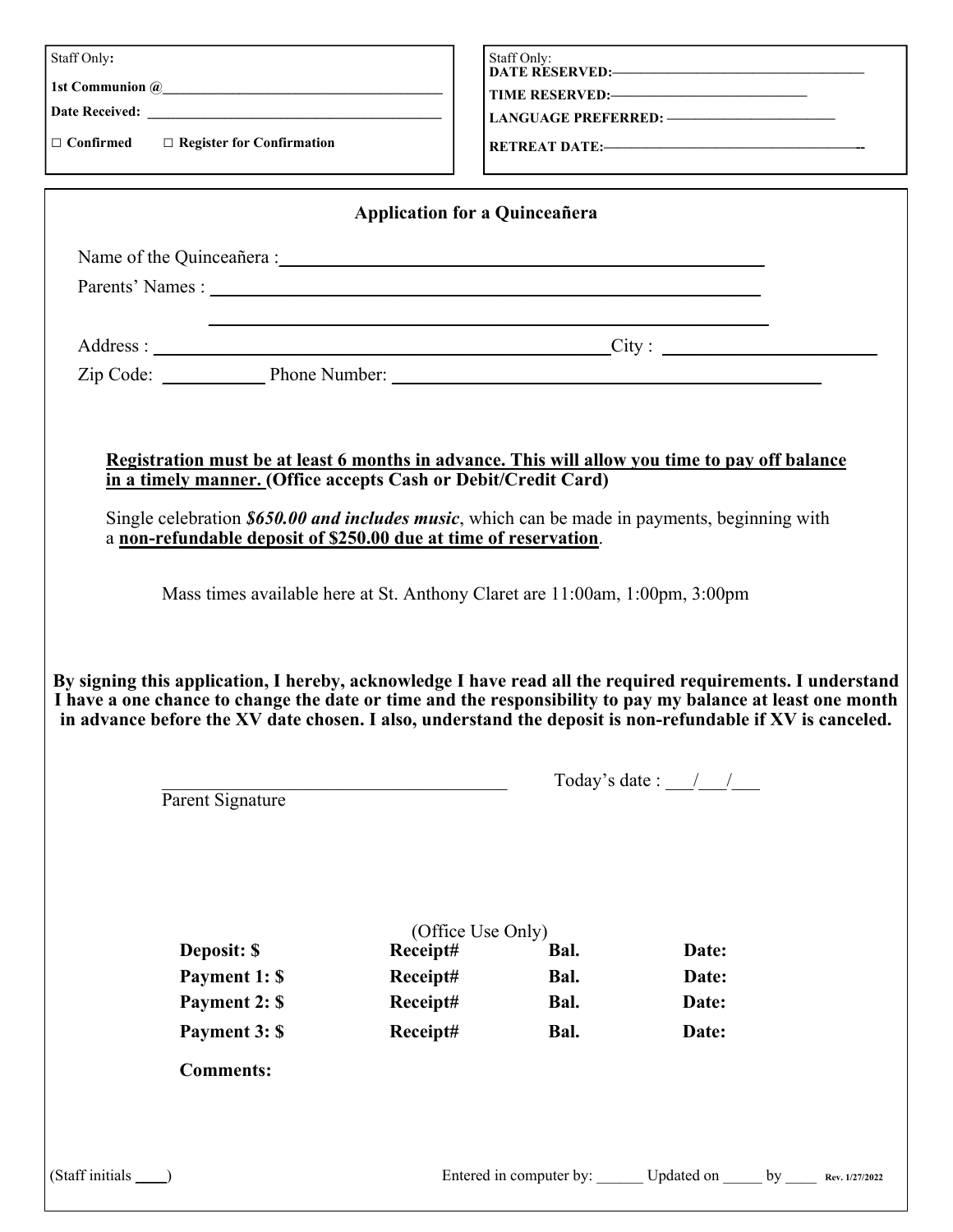Staff Only:

**1st Communion @**\_\_\_\_\_\_\_\_\_\_\_\_\_\_\_\_\_\_\_\_\_\_\_\_\_\_\_\_\_\_\_\_\_\_\_\_\_\_\_\_

**Date Received:** \_\_\_\_\_\_\_\_\_\_\_\_\_\_\_\_\_\_\_\_\_\_\_\_\_\_\_\_\_\_\_\_\_\_\_\_\_\_\_\_

□ **Confirmed** □ **Register for Confirmation**

Staff Only:

**DATE RESERVED:**\_\_\_\_\_\_\_\_\_\_\_\_\_\_\_\_\_\_\_\_\_\_\_\_\_\_\_\_\_\_\_\_\_\_\_\_\_\_\_\_

**TIME RESERVED:**\_\_\_\_\_\_\_\_\_\_\_\_\_\_\_\_\_\_\_\_\_\_\_\_\_\_\_\_\_\_

**LANGUAGE PREFERRED:** \_\_\_\_\_\_\_\_\_\_\_\_\_\_\_\_\_\_\_\_\_\_\_\_\_

**RETREAT DATE:**\_\_\_\_\_\_\_\_\_\_\_\_\_\_\_\_\_\_\_\_\_\_\_\_\_\_\_\_\_\_\_\_\_\_\_\_\_\_\_\_\_\_

## Application for a Quinceañera

Name of the Quinceañera : \_\_\_\_\_\_\_\_\_\_\_\_\_\_\_\_\_\_\_\_\_\_\_\_\_\_\_\_\_\_\_\_\_\_\_\_\_\_\_\_\_\_\_\_\_\_\_\_\_\_\_\_

Parents' Names : \_\_\_\_\_\_\_\_\_\_\_\_\_\_\_\_\_\_\_\_\_\_\_\_\_\_\_\_\_\_\_\_\_\_\_\_\_\_\_\_\_\_\_\_\_\_\_\_\_\_\_\_\_\_\_\_

\_\_\_\_\_\_\_\_\_\_\_\_\_\_\_\_\_\_\_\_\_\_\_\_\_\_\_\_\_\_\_\_\_\_\_\_\_\_\_\_\_\_\_\_\_\_\_\_\_\_\_\_\_\_\_\_

Address : \_\_\_\_\_\_\_\_\_\_\_\_\_\_\_\_\_\_\_\_\_\_\_\_\_\_\_\_\_\_\_\_\_\_\_\_\_\_\_\_\_\_\_\_\_\_\_\_ City : \_\_\_\_\_\_\_\_\_\_\_\_\_\_\_\_\_\_\_\_\_\_\_\_

Zip Code: \_\_\_\_\_\_\_\_\_\_\_ Phone Number: \_\_\_\_\_\_\_\_\_\_\_\_\_\_\_\_\_\_\_\_\_\_\_\_\_\_\_\_\_\_\_\_\_\_\_\_\_\_\_\_\_\_\_\_\_\_\_\_

**Registration must be at least 6 months in advance. This will allow you time to pay off balance in a timely manner. (Office accepts Cash or Debit/Credit Card)**

Single celebration ***$650.00 and includes music***, which can be made in payments, beginning with a **non-refundable deposit of $250.00 due at time of reservation**.

Mass times available here at St. Anthony Claret are 11:00am, 1:00pm, 3:00pm

**By signing this application, I hereby, acknowledge I have read all the required requirements. I understand I have a one chance to change the date or time and the responsibility to pay my balance at least one month in advance before the XV date chosen. I also, understand the deposit is non-refundable if XV is canceled.**

\_\_\_\_\_\_\_\_\_\_\_\_\_\_\_\_\_\_\_\_\_\_\_\_\_\_\_\_\_\_\_\_\_\_\_\_\_\_ Today's date : \_\_\_/\_\_\_/\_\_\_

Parent Signature

(Office Use Only)

| **Deposit: $** | **Receipt#** | **Bal.** | **Date:** |
|---|---|---|---|
| **Payment 1: $** | **Receipt#** | **Bal.** | **Date:** |
| **Payment 2: $** | **Receipt#** | **Bal.** | **Date:** |
| **Payment 3: $** | **Receipt#** | **Bal.** | **Date:** |

**Comments:**

(Staff initials \_\_\_\_) Entered in computer by: \_\_\_\_\_\_ Updated on \_\_\_\_\_ by \_\_\_\_ Rev. 1/27/2022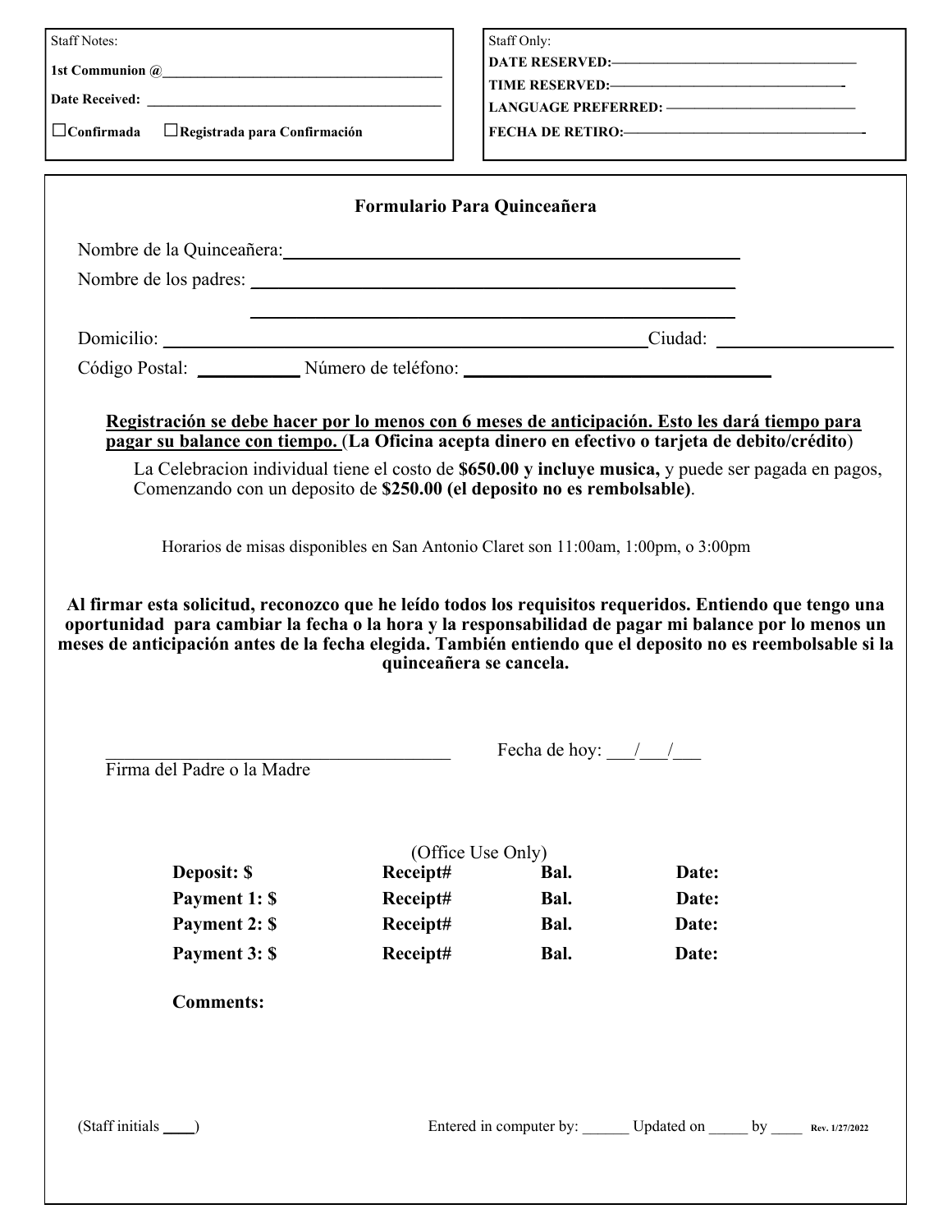Staff Notes:

**1st Communion @**\_\_\_\_\_\_\_\_\_\_\_\_\_\_\_\_\_\_\_\_\_\_\_\_\_\_\_\_\_\_\_\_\_\_\_\_\_\_\_\_

**Date Received:** \_\_\_\_\_\_\_\_\_\_\_\_\_\_\_\_\_\_\_\_\_\_\_\_\_\_\_\_\_\_\_\_\_\_\_\_\_\_\_\_

☐**Confirmada** ☐**Registrada para Confirmación**

Staff Only:

**DATE RESERVED:**\_\_\_\_\_\_\_\_\_\_\_\_\_\_\_\_\_\_\_\_\_\_\_\_\_\_\_\_\_\_\_\_\_\_\_

**TIME RESERVED:**\_\_\_\_\_\_\_\_\_\_\_\_\_\_\_\_\_\_\_\_\_\_\_\_\_\_\_\_\_\_\_\_\_\_\_

**LANGUAGE PREFERRED:** \_\_\_\_\_\_\_\_\_\_\_\_\_\_\_\_\_\_\_\_\_\_\_\_\_\_\_\_\_\_

**FECHA DE RETIRO:**\_\_\_\_\_\_\_\_\_\_\_\_\_\_\_\_\_\_\_\_\_\_\_\_\_\_\_\_\_\_\_\_\_\_\_

## Formulario Para Quinceañera

Nombre de la Quinceañera:\_\_\_\_\_\_\_\_\_\_\_\_\_\_\_\_\_\_\_\_\_\_\_\_\_\_\_\_\_\_\_\_\_\_\_\_\_\_\_\_\_\_\_\_

Nombre de los padres: \_\_\_\_\_\_\_\_\_\_\_\_\_\_\_\_\_\_\_\_\_\_\_\_\_\_\_\_\_\_\_\_\_\_\_\_\_\_\_\_\_\_\_\_

\_\_\_\_\_\_\_\_\_\_\_\_\_\_\_\_\_\_\_\_\_\_\_\_\_\_\_\_\_\_\_\_\_\_\_\_\_\_\_\_\_\_\_\_

Domicilio: \_\_\_\_\_\_\_\_\_\_\_\_\_\_\_\_\_\_\_\_\_\_\_\_\_\_\_\_\_\_\_\_\_\_\_\_\_\_\_\_\_\_\_\_ Ciudad: \_\_\_\_\_\_\_\_\_\_\_\_\_\_\_\_\_\_\_\_

Código Postal: \_\_\_\_\_\_\_\_\_\_\_\_ Número de teléfono: \_\_\_\_\_\_\_\_\_\_\_\_\_\_\_\_\_\_\_\_\_\_\_\_\_\_\_\_\_\_\_\_\_\_\_\_\_\_

<u>**Registración se debe hacer por lo menos con 6 meses de anticipación. Esto les dará tiempo para pagar su balance con tiempo.**</u> (**La Oficina acepta dinero en efectivo o tarjeta de debito/crédito**)

La Celebracion individual tiene el costo de **$650.00 y incluye musica,** y puede ser pagada en pagos, Comenzando con un deposito de **$250.00 (el deposito no es rembolsable)**.

Horarios de misas disponibles en San Antonio Claret son 11:00am, 1:00pm, o 3:00pm

**Al firmar esta solicitud, reconozco que he leído todos los requisitos requeridos. Entiendo que tengo una oportunidad para cambiar la fecha o la hora y la responsabilidad de pagar mi balance por lo menos un meses de anticipación antes de la fecha elegida. También entiendo que el deposito no es reembolsable si la quinceañera se cancela.**

\_\_\_\_\_\_\_\_\_\_\_\_\_\_\_\_\_\_\_\_\_\_\_\_\_\_\_\_\_\_\_\_\_\_\_\_\_\_\_\_ Fecha de hoy: \_\_\_/\_\_\_/\_\_\_

Firma del Padre o la Madre

(Office Use Only)

| | | | |
|---|---|---|---|
| **Deposit: $** | **Receipt#** | **Bal.** | **Date:** |
| **Payment 1: $** | **Receipt#** | **Bal.** | **Date:** |
| **Payment 2: $** | **Receipt#** | **Bal.** | **Date:** |
| **Payment 3: $** | **Receipt#** | **Bal.** | **Date:** |

**Comments:**

(Staff initials \_\_\_\_)

Entered in computer by: \_\_\_\_\_\_ Updated on \_\_\_\_\_ by \_\_\_\_ Rev. 1/27/2022